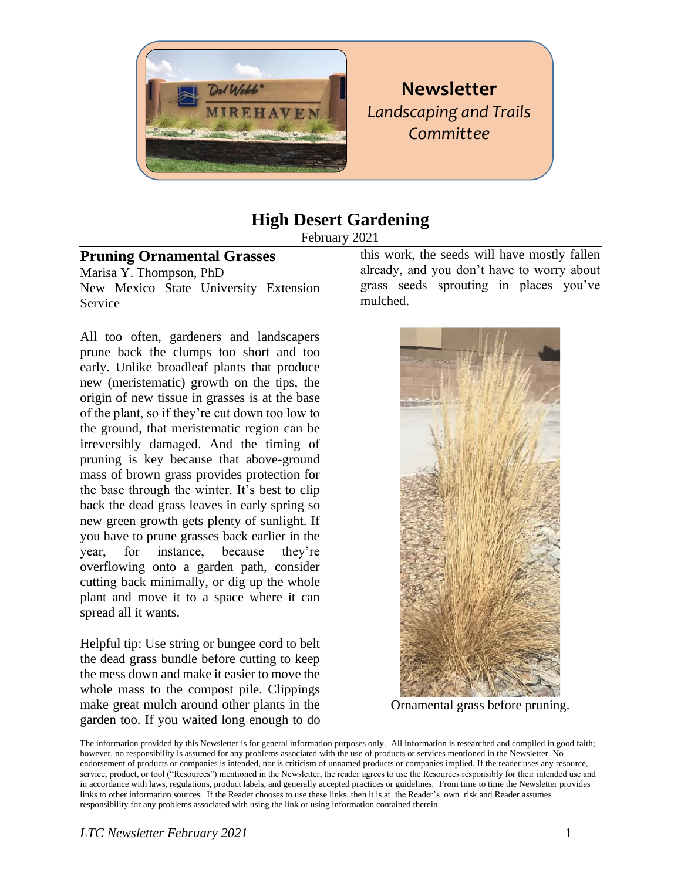# Newsletter

*Landscaping and Trails Committee*

## High Desert Gardening

February 2021

### Pruning Ornamental Grasses

Marisa Y. Thompson, PhD
New Mexico State University Extension Service

All too often, gardeners and landscapers prune back the clumps too short and too early. Unlike broadleaf plants that produce new (meristematic) growth on the tips, the origin of new tissue in grasses is at the base of the plant, so if they're cut down too low to the ground, that meristematic region can be irreversibly damaged. And the timing of pruning is key because that above-ground mass of brown grass provides protection for the base through the winter. It's best to clip back the dead grass leaves in early spring so new green growth gets plenty of sunlight. If you have to prune grasses back earlier in the year, for instance, because they're overflowing onto a garden path, consider cutting back minimally, or dig up the whole plant and move it to a space where it can spread all it wants.

Helpful tip: Use string or bungee cord to belt the dead grass bundle before cutting to keep the mess down and make it easier to move the whole mass to the compost pile. Clippings make great mulch around other plants in the garden too. If you waited long enough to do this work, the seeds will have mostly fallen already, and you don't have to worry about grass seeds sprouting in places you've mulched.

Ornamental grass before pruning.

The information provided by this Newsletter is for general information purposes only. All information is researched and compiled in good faith; however, no responsibility is assumed for any problems associated with the use of products or services mentioned in the Newsletter. No endorsement of products or companies is intended, nor is criticism of unnamed products or companies implied. If the reader uses any resource, service, product, or tool ("Resources") mentioned in the Newsletter, the reader agrees to use the Resources responsibly for their intended use and in accordance with laws, regulations, product labels, and generally accepted practices or guidelines. From time to time the Newsletter provides links to other information sources. If the Reader chooses to use these links, then it is at the Reader's own risk and Reader assumes responsibility for any problems associated with using the link or using information contained therein.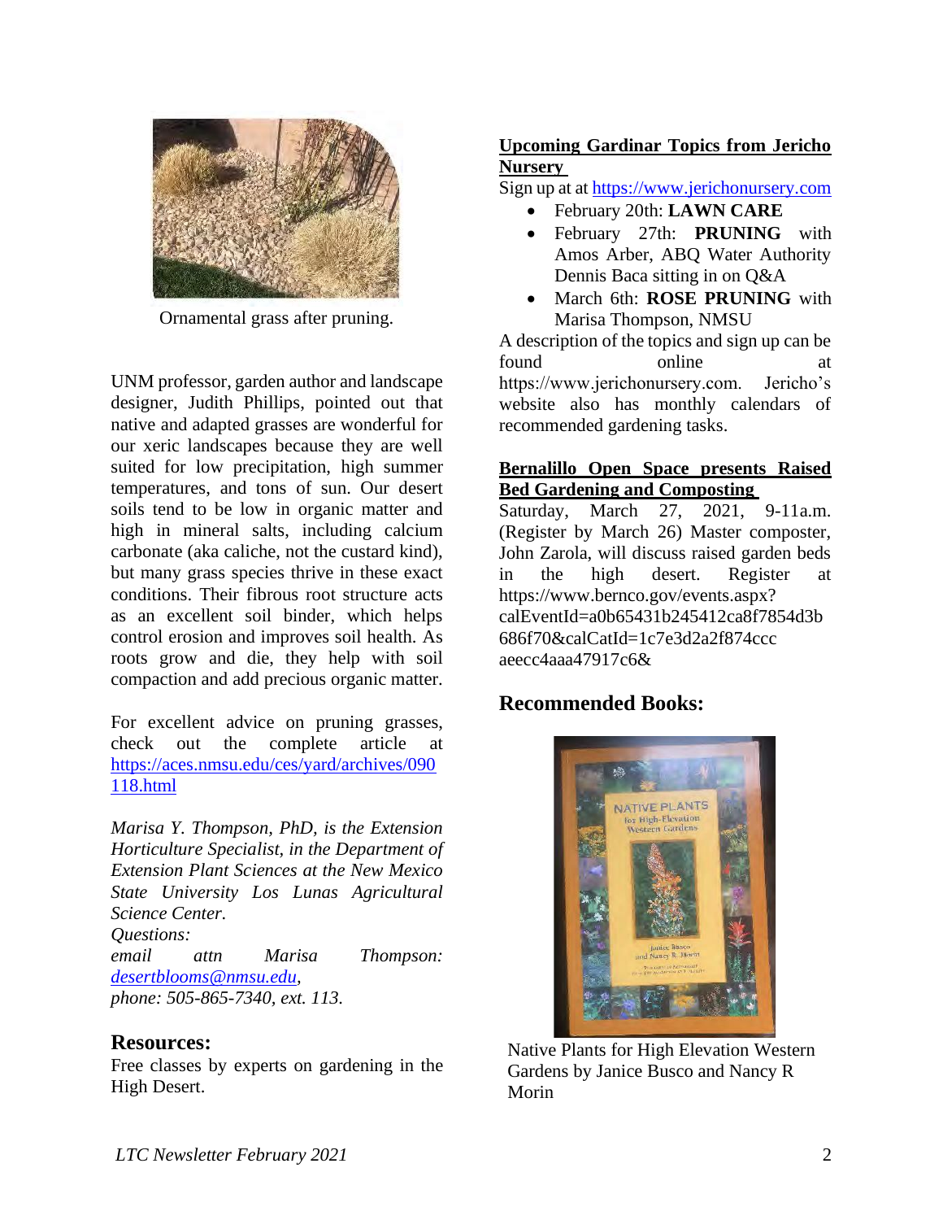Ornamental grass after pruning.

UNM professor, garden author and landscape designer, Judith Phillips, pointed out that native and adapted grasses are wonderful for our xeric landscapes because they are well suited for low precipitation, high summer temperatures, and tons of sun. Our desert soils tend to be low in organic matter and high in mineral salts, including calcium carbonate (aka caliche, not the custard kind), but many grass species thrive in these exact conditions. Their fibrous root structure acts as an excellent soil binder, which helps control erosion and improves soil health. As roots grow and die, they help with soil compaction and add precious organic matter.

For excellent advice on pruning grasses, check out the complete article at [https://aces.nmsu.edu/ces/yard/archives/090118.html](https://aces.nmsu.edu/ces/yard/archives/090118.html)

*Marisa Y. Thompson, PhD, is the Extension Horticulture Specialist, in the Department of Extension Plant Sciences at the New Mexico State University Los Lunas Agricultural Science Center.*
*Questions:*
*email attn Marisa Thompson: [desertblooms@nmsu.edu](mailto:desertblooms@nmsu.edu),*
*phone: 505-865-7340, ext. 113.*

## Resources:

Free classes by experts on gardening in the High Desert.

**Upcoming Gardinar Topics from Jericho Nursery**

Sign up at at [https://www.jerichonursery.com](https://www.jerichonursery.com)

- February 20th: **LAWN CARE**
- February 27th: **PRUNING** with Amos Arber, ABQ Water Authority Dennis Baca sitting in on Q&A
- March 6th: **ROSE PRUNING** with Marisa Thompson, NMSU

A description of the topics and sign up can be found online at https://www.jerichonursery.com. Jericho's website also has monthly calendars of recommended gardening tasks.

**Bernalillo Open Space presents Raised Bed Gardening and Composting**

Saturday, March 27, 2021, 9-11a.m. (Register by March 26) Master composter, John Zarola, will discuss raised garden beds in the high desert. Register at https://www.bernco.gov/events.aspx?calEventId=a0b65431b245412ca8f7854d3b686f70&calCatId=1c7e3d2a2f874cccaeecc4aaa47917c6&

## Recommended Books:

Native Plants for High Elevation Western Gardens by Janice Busco and Nancy R Morin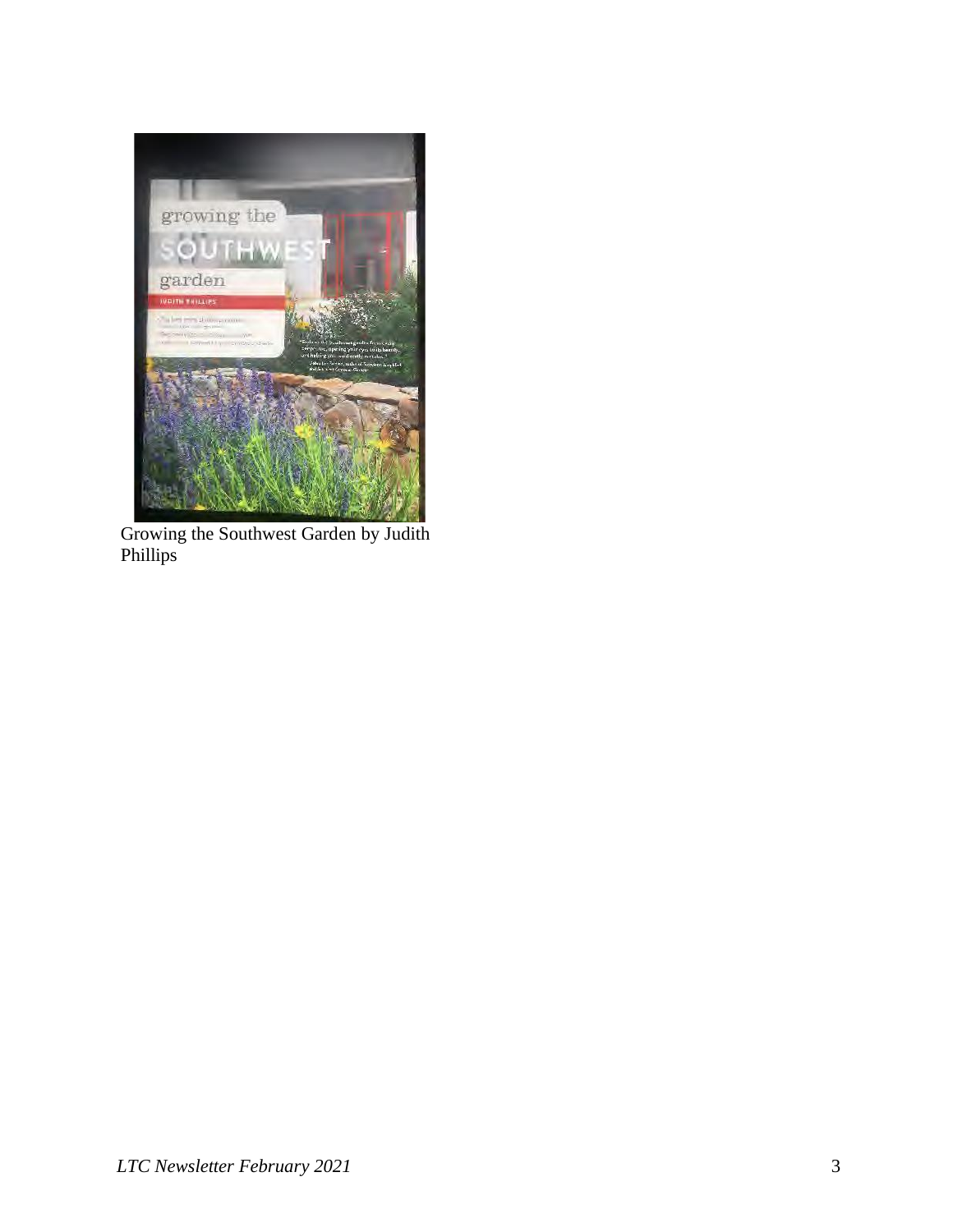Growing the Southwest Garden by Judith Phillips